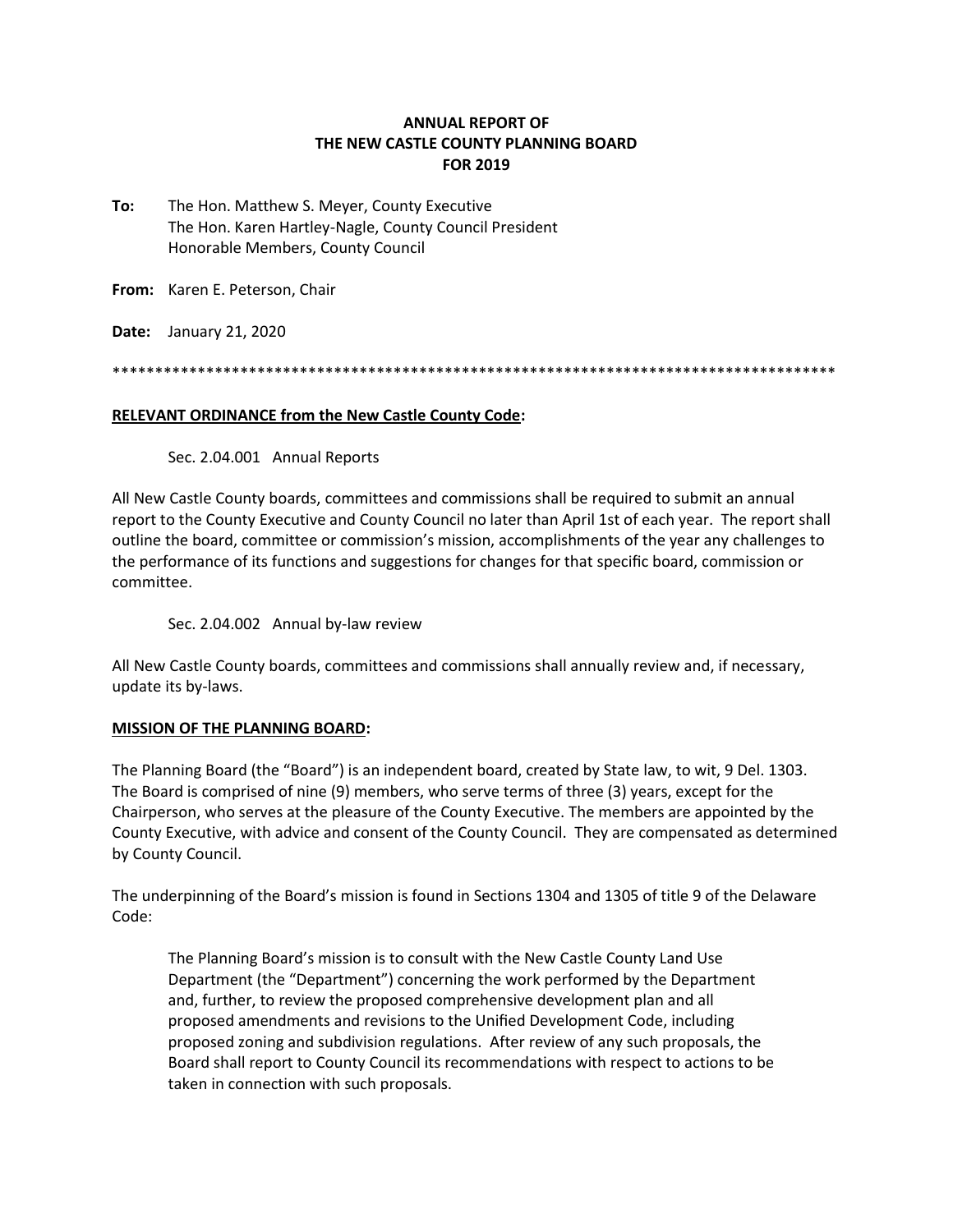**ANNUAL REPORT OF**
**THE NEW CASTLE COUNTY PLANNING BOARD**
**FOR 2019**

**To:** The Hon. Matthew S. Meyer, County Executive
The Hon. Karen Hartley-Nagle, County Council President
Honorable Members, County Council

**From:** Karen E. Peterson, Chair

**Date:** January 21, 2020

*************************************************************************************

**RELEVANT ORDINANCE from the New Castle County Code:**

Sec. 2.04.001 Annual Reports

All New Castle County boards, committees and commissions shall be required to submit an annual report to the County Executive and County Council no later than April 1st of each year. The report shall outline the board, committee or commission's mission, accomplishments of the year any challenges to the performance of its functions and suggestions for changes for that specific board, commission or committee.

Sec. 2.04.002 Annual by-law review

All New Castle County boards, committees and commissions shall annually review and, if necessary, update its by-laws.

**MISSION OF THE PLANNING BOARD:**

The Planning Board (the "Board") is an independent board, created by State law, to wit, 9 Del. 1303. The Board is comprised of nine (9) members, who serve terms of three (3) years, except for the Chairperson, who serves at the pleasure of the County Executive. The members are appointed by the County Executive, with advice and consent of the County Council. They are compensated as determined by County Council.

The underpinning of the Board's mission is found in Sections 1304 and 1305 of title 9 of the Delaware Code:

> The Planning Board's mission is to consult with the New Castle County Land Use Department (the "Department") concerning the work performed by the Department and, further, to review the proposed comprehensive development plan and all proposed amendments and revisions to the Unified Development Code, including proposed zoning and subdivision regulations. After review of any such proposals, the Board shall report to County Council its recommendations with respect to actions to be taken in connection with such proposals.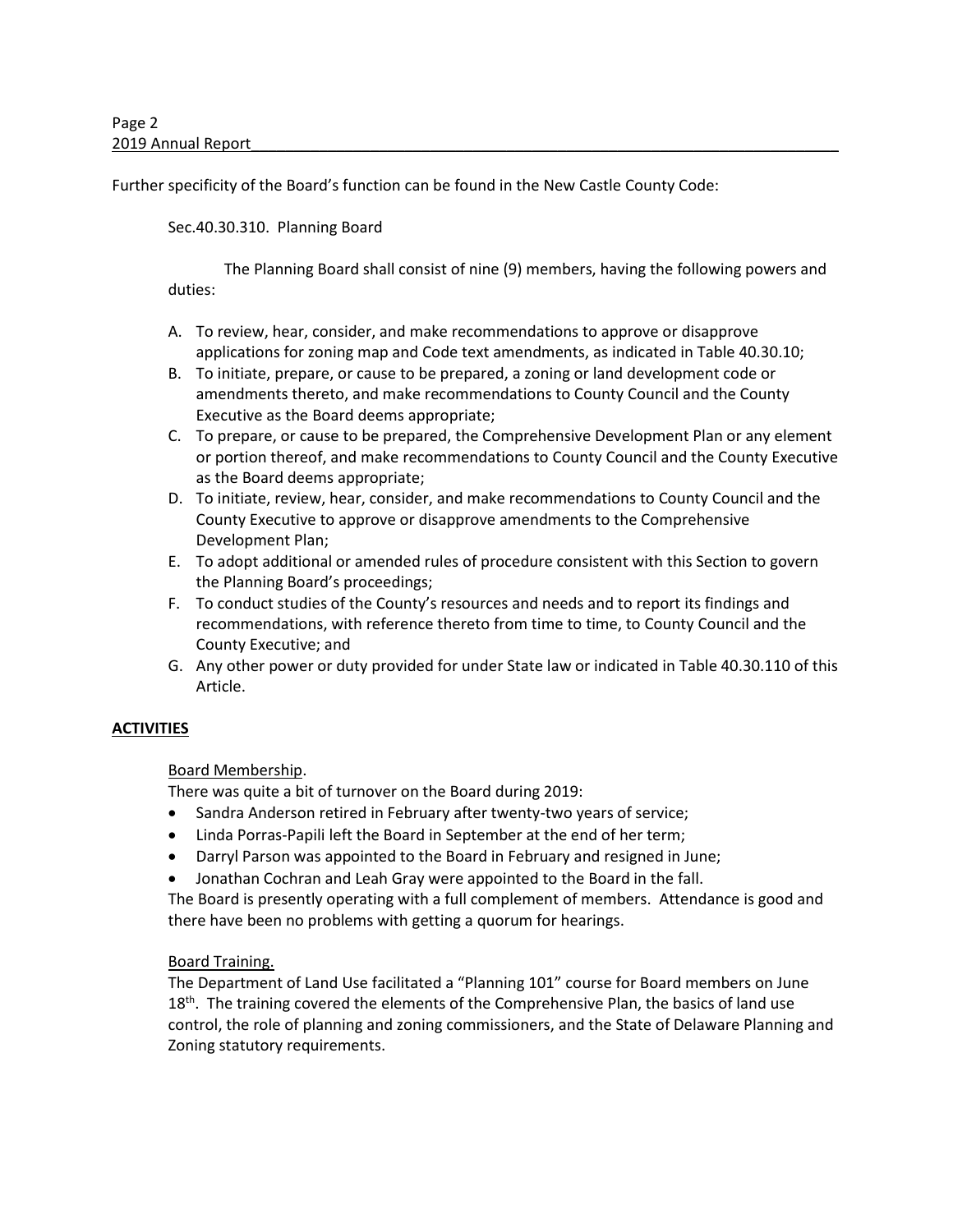Further specificity of the Board's function can be found in the New Castle County Code:

Sec.40.30.310. Planning Board

The Planning Board shall consist of nine (9) members, having the following powers and duties:

A. To review, hear, consider, and make recommendations to approve or disapprove applications for zoning map and Code text amendments, as indicated in Table 40.30.10;
B. To initiate, prepare, or cause to be prepared, a zoning or land development code or amendments thereto, and make recommendations to County Council and the County Executive as the Board deems appropriate;
C. To prepare, or cause to be prepared, the Comprehensive Development Plan or any element or portion thereof, and make recommendations to County Council and the County Executive as the Board deems appropriate;
D. To initiate, review, hear, consider, and make recommendations to County Council and the County Executive to approve or disapprove amendments to the Comprehensive Development Plan;
E. To adopt additional or amended rules of procedure consistent with this Section to govern the Planning Board's proceedings;
F. To conduct studies of the County's resources and needs and to report its findings and recommendations, with reference thereto from time to time, to County Council and the County Executive; and
G. Any other power or duty provided for under State law or indicated in Table 40.30.110 of this Article.

## ACTIVITIES

### Board Membership.

There was quite a bit of turnover on the Board during 2019:

- Sandra Anderson retired in February after twenty-two years of service;
- Linda Porras-Papili left the Board in September at the end of her term;
- Darryl Parson was appointed to the Board in February and resigned in June;
- Jonathan Cochran and Leah Gray were appointed to the Board in the fall.

The Board is presently operating with a full complement of members. Attendance is good and there have been no problems with getting a quorum for hearings.

### Board Training.

The Department of Land Use facilitated a "Planning 101" course for Board members on June 18th. The training covered the elements of the Comprehensive Plan, the basics of land use control, the role of planning and zoning commissioners, and the State of Delaware Planning and Zoning statutory requirements.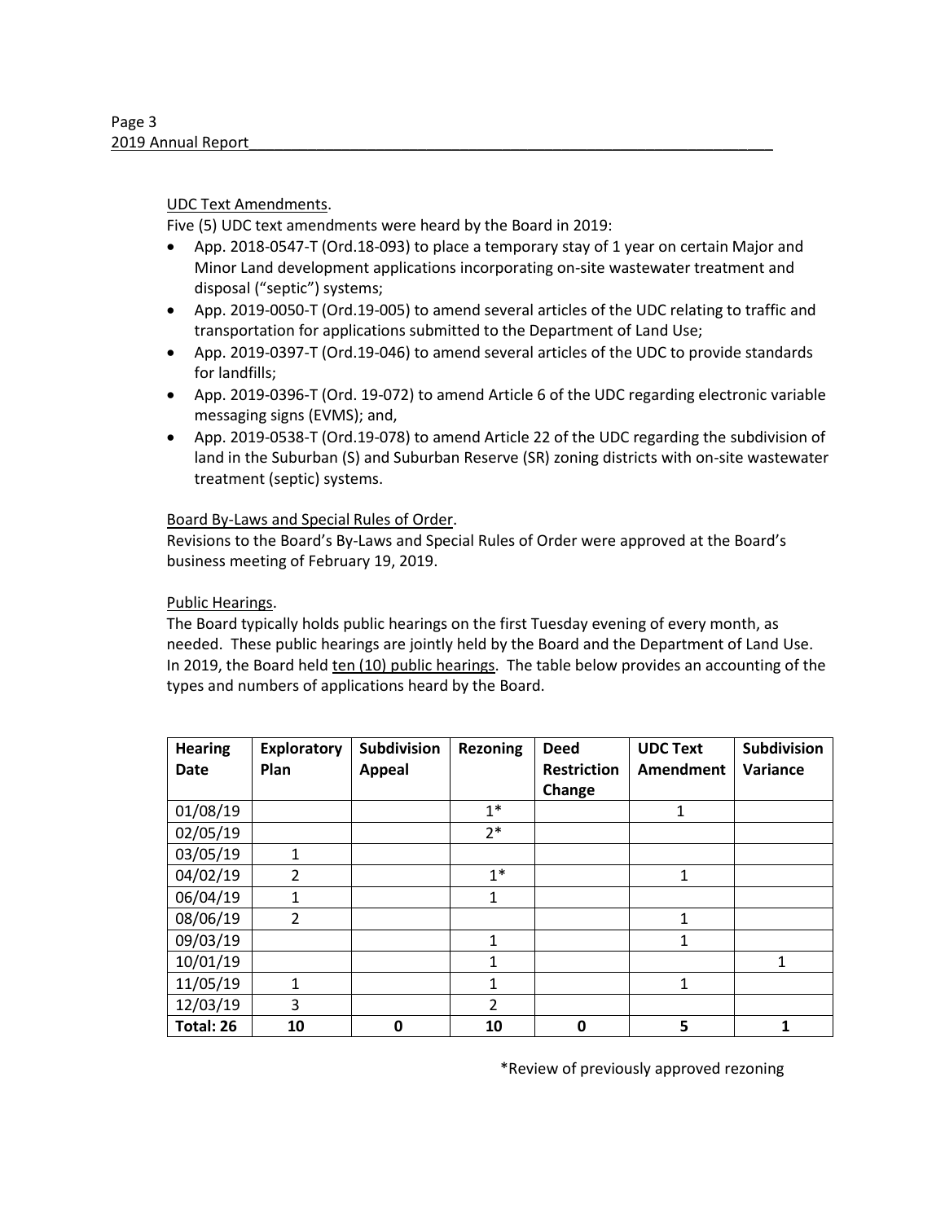UDC Text Amendments.

Five (5) UDC text amendments were heard by the Board in 2019:

- App. 2018-0547-T (Ord.18-093) to place a temporary stay of 1 year on certain Major and Minor Land development applications incorporating on-site wastewater treatment and disposal ("septic") systems;
- App. 2019-0050-T (Ord.19-005) to amend several articles of the UDC relating to traffic and transportation for applications submitted to the Department of Land Use;
- App. 2019-0397-T (Ord.19-046) to amend several articles of the UDC to provide standards for landfills;
- App. 2019-0396-T (Ord. 19-072) to amend Article 6 of the UDC regarding electronic variable messaging signs (EVMS); and,
- App. 2019-0538-T (Ord.19-078) to amend Article 22 of the UDC regarding the subdivision of land in the Suburban (S) and Suburban Reserve (SR) zoning districts with on-site wastewater treatment (septic) systems.

Board By-Laws and Special Rules of Order.

Revisions to the Board's By-Laws and Special Rules of Order were approved at the Board's business meeting of February 19, 2019.

Public Hearings.

The Board typically holds public hearings on the first Tuesday evening of every month, as needed. These public hearings are jointly held by the Board and the Department of Land Use. In 2019, the Board held ten (10) public hearings. The table below provides an accounting of the types and numbers of applications heard by the Board.

| Hearing Date | Exploratory Plan | Subdivision Appeal | Rezoning | Deed Restriction Change | UDC Text Amendment | Subdivision Variance |
|---|---|---|---|---|---|---|
| 01/08/19 | | | 1* | | 1 | |
| 02/05/19 | | | 2* | | | |
| 03/05/19 | 1 | | | | | |
| 04/02/19 | 2 | | 1* | | 1 | |
| 06/04/19 | 1 | | 1 | | | |
| 08/06/19 | 2 | | | | 1 | |
| 09/03/19 | | | 1 | | 1 | |
| 10/01/19 | | | 1 | | | 1 |
| 11/05/19 | 1 | | 1 | | 1 | |
| 12/03/19 | 3 | | 2 | | | |
| **Total: 26** | **10** | **0** | **10** | **0** | **5** | **1** |

*Review of previously approved rezoning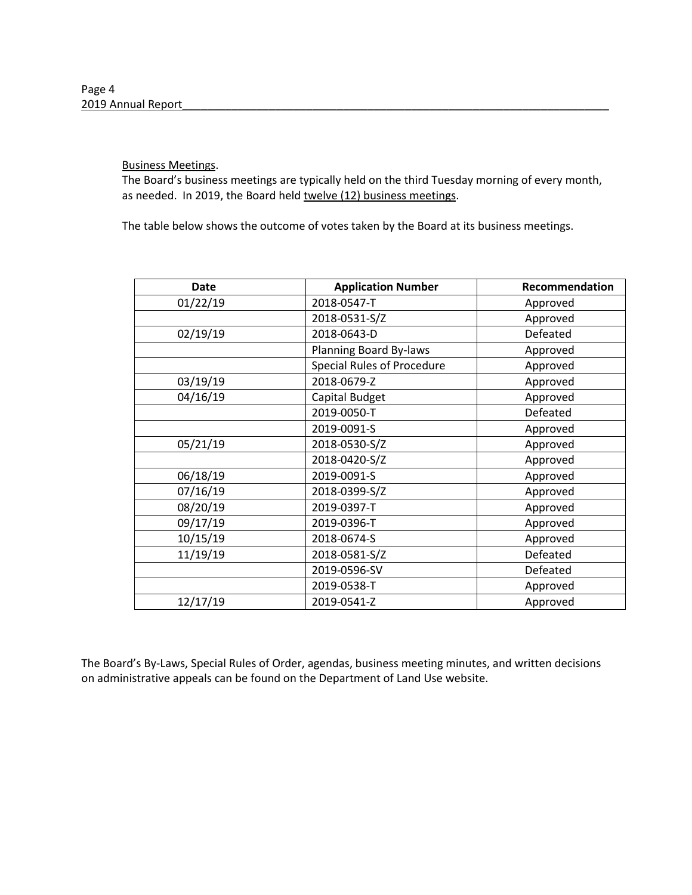Business Meetings.

The Board's business meetings are typically held on the third Tuesday morning of every month, as needed. In 2019, the Board held twelve (12) business meetings.

The table below shows the outcome of votes taken by the Board at its business meetings.

| Date | Application Number | Recommendation |
|---|---|---|
| 01/22/19 | 2018-0547-T | Approved |
| | 2018-0531-S/Z | Approved |
| 02/19/19 | 2018-0643-D | Defeated |
| | Planning Board By-laws | Approved |
| | Special Rules of Procedure | Approved |
| 03/19/19 | 2018-0679-Z | Approved |
| 04/16/19 | Capital Budget | Approved |
| | 2019-0050-T | Defeated |
| | 2019-0091-S | Approved |
| 05/21/19 | 2018-0530-S/Z | Approved |
| | 2018-0420-S/Z | Approved |
| 06/18/19 | 2019-0091-S | Approved |
| 07/16/19 | 2018-0399-S/Z | Approved |
| 08/20/19 | 2019-0397-T | Approved |
| 09/17/19 | 2019-0396-T | Approved |
| 10/15/19 | 2018-0674-S | Approved |
| 11/19/19 | 2018-0581-S/Z | Defeated |
| | 2019-0596-SV | Defeated |
| | 2019-0538-T | Approved |
| 12/17/19 | 2019-0541-Z | Approved |

The Board's By-Laws, Special Rules of Order, agendas, business meeting minutes, and written decisions on administrative appeals can be found on the Department of Land Use website.